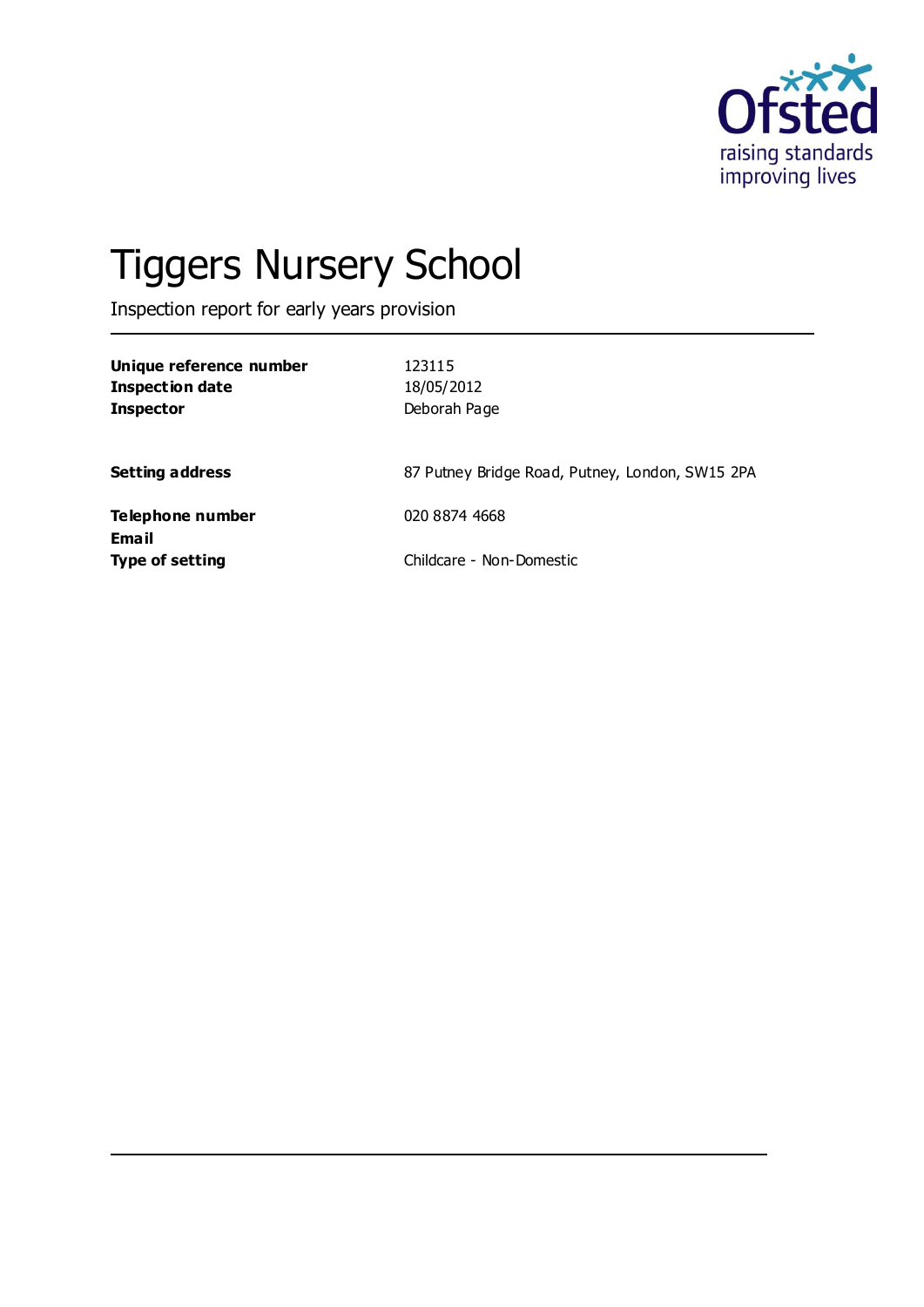Ofsted
raising standards
improving lives

# Tiggers Nursery School

Inspection report for early years provision

| | |
|---|---|
| **Unique reference number** | 123115 |
| **Inspection date** | 18/05/2012 |
| **Inspector** | Deborah Page |
| | |
| **Setting address** | 87 Putney Bridge Road, Putney, London, SW15 2PA |
| | |
| **Telephone number** | 020 8874 4668 |
| **Email** | |
| **Type of setting** | Childcare - Non-Domestic |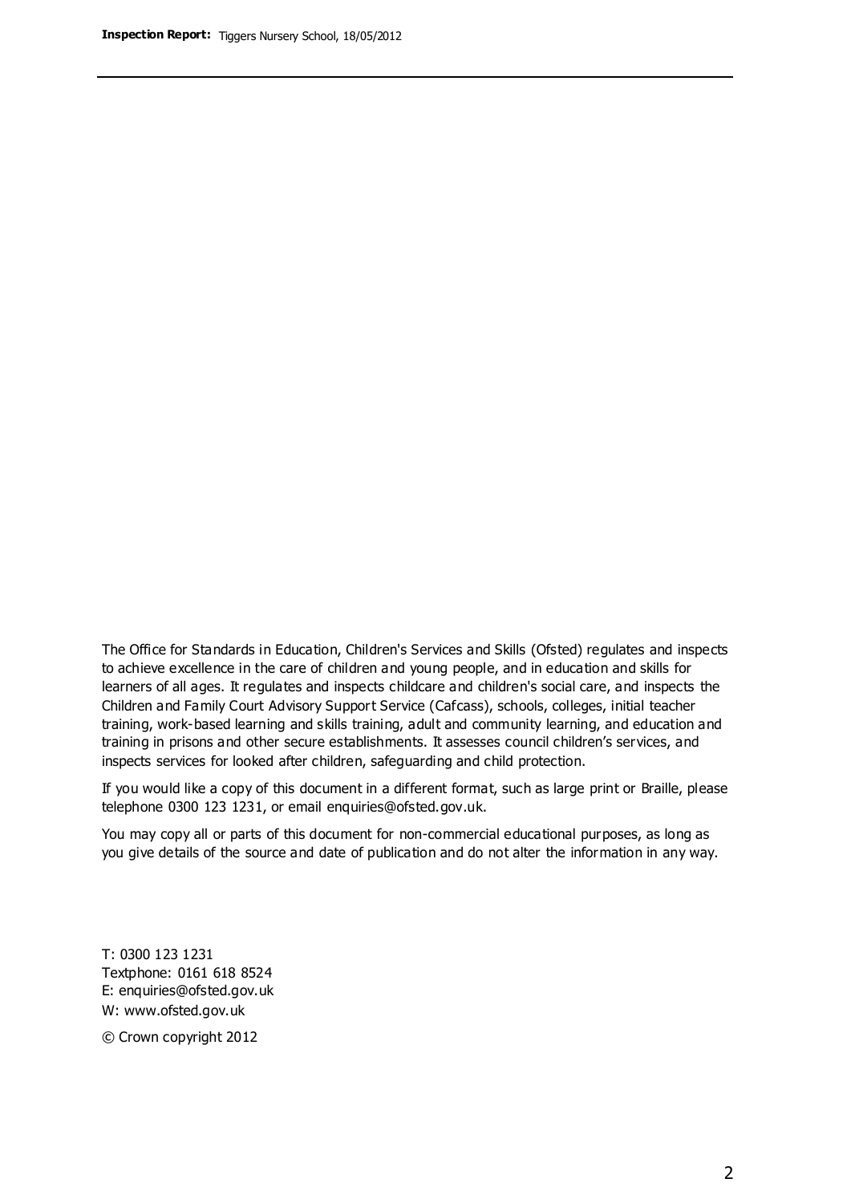The Office for Standards in Education, Children's Services and Skills (Ofsted) regulates and inspects to achieve excellence in the care of children and young people, and in education and skills for learners of all ages. It regulates and inspects childcare and children's social care, and inspects the Children and Family Court Advisory Support Service (Cafcass), schools, colleges, initial teacher training, work-based learning and skills training, adult and community learning, and education and training in prisons and other secure establishments. It assesses council children's services, and inspects services for looked after children, safeguarding and child protection.

If you would like a copy of this document in a different format, such as large print or Braille, please telephone 0300 123 1231, or email enquiries@ofsted.gov.uk.

You may copy all or parts of this document for non-commercial educational purposes, as long as you give details of the source and date of publication and do not alter the information in any way.

T: 0300 123 1231
Textphone: 0161 618 8524
E: enquiries@ofsted.gov.uk
W: www.ofsted.gov.uk

© Crown copyright 2012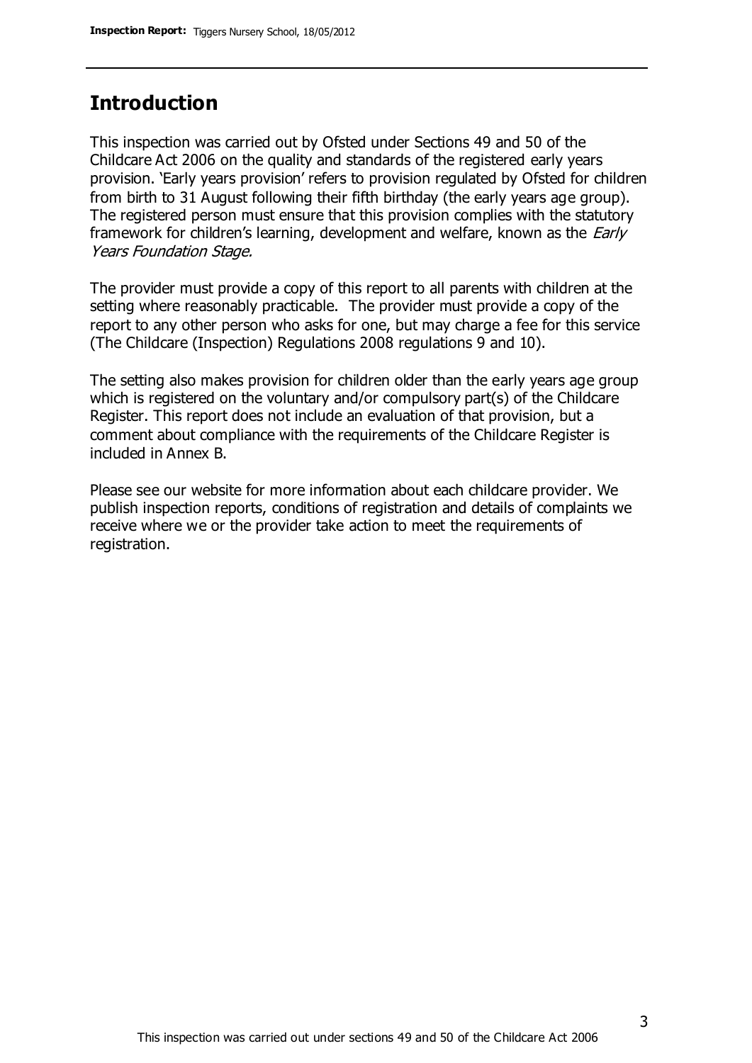## Introduction

This inspection was carried out by Ofsted under Sections 49 and 50 of the Childcare Act 2006 on the quality and standards of the registered early years provision. 'Early years provision' refers to provision regulated by Ofsted for children from birth to 31 August following their fifth birthday (the early years age group). The registered person must ensure that this provision complies with the statutory framework for children's learning, development and welfare, known as the *Early Years Foundation Stage.*

The provider must provide a copy of this report to all parents with children at the setting where reasonably practicable. The provider must provide a copy of the report to any other person who asks for one, but may charge a fee for this service (The Childcare (Inspection) Regulations 2008 regulations 9 and 10).

The setting also makes provision for children older than the early years age group which is registered on the voluntary and/or compulsory part(s) of the Childcare Register. This report does not include an evaluation of that provision, but a comment about compliance with the requirements of the Childcare Register is included in Annex B.

Please see our website for more information about each childcare provider. We publish inspection reports, conditions of registration and details of complaints we receive where we or the provider take action to meet the requirements of registration.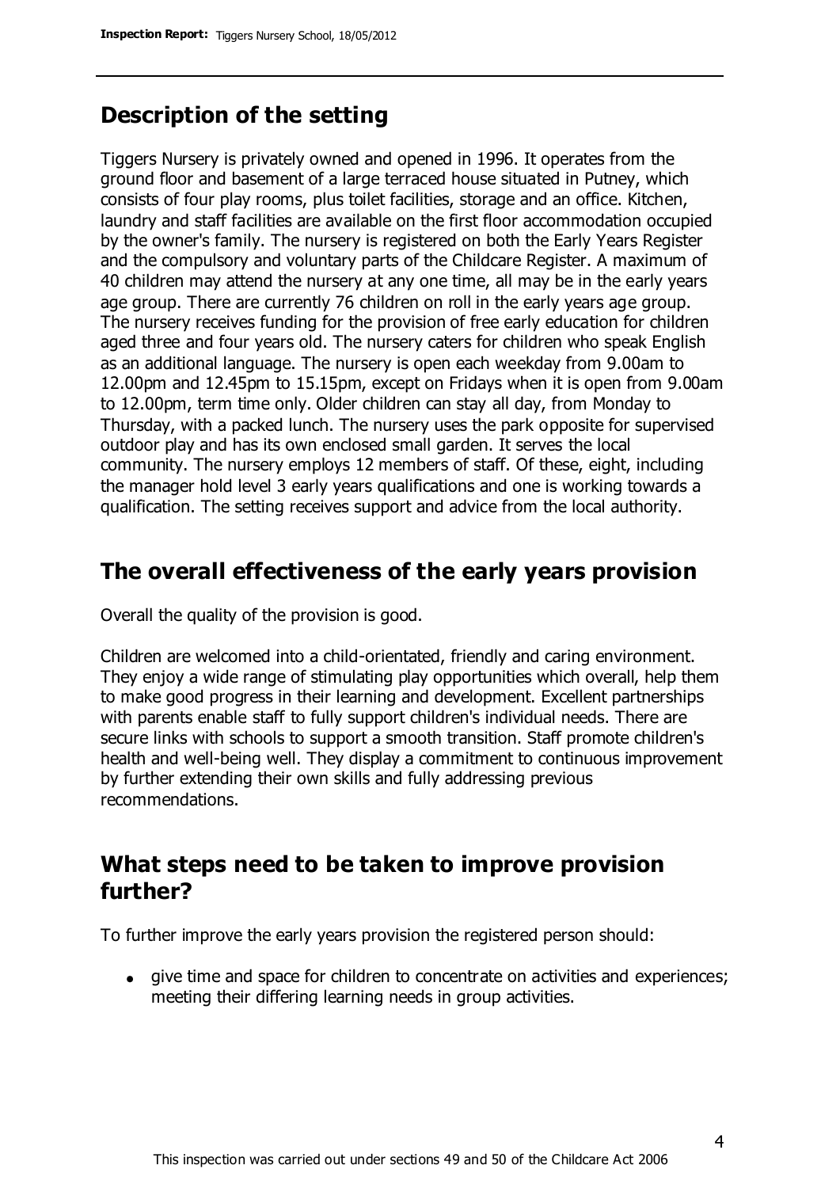## Description of the setting

Tiggers Nursery is privately owned and opened in 1996. It operates from the ground floor and basement of a large terraced house situated in Putney, which consists of four play rooms, plus toilet facilities, storage and an office. Kitchen, laundry and staff facilities are available on the first floor accommodation occupied by the owner's family. The nursery is registered on both the Early Years Register and the compulsory and voluntary parts of the Childcare Register. A maximum of 40 children may attend the nursery at any one time, all may be in the early years age group. There are currently 76 children on roll in the early years age group. The nursery receives funding for the provision of free early education for children aged three and four years old. The nursery caters for children who speak English as an additional language. The nursery is open each weekday from 9.00am to 12.00pm and 12.45pm to 15.15pm, except on Fridays when it is open from 9.00am to 12.00pm, term time only. Older children can stay all day, from Monday to Thursday, with a packed lunch. The nursery uses the park opposite for supervised outdoor play and has its own enclosed small garden. It serves the local community. The nursery employs 12 members of staff. Of these, eight, including the manager hold level 3 early years qualifications and one is working towards a qualification. The setting receives support and advice from the local authority.

## The overall effectiveness of the early years provision

Overall the quality of the provision is good.

Children are welcomed into a child-orientated, friendly and caring environment. They enjoy a wide range of stimulating play opportunities which overall, help them to make good progress in their learning and development. Excellent partnerships with parents enable staff to fully support children's individual needs. There are secure links with schools to support a smooth transition. Staff promote children's health and well-being well. They display a commitment to continuous improvement by further extending their own skills and fully addressing previous recommendations.

## What steps need to be taken to improve provision further?

To further improve the early years provision the registered person should:

- give time and space for children to concentrate on activities and experiences; meeting their differing learning needs in group activities.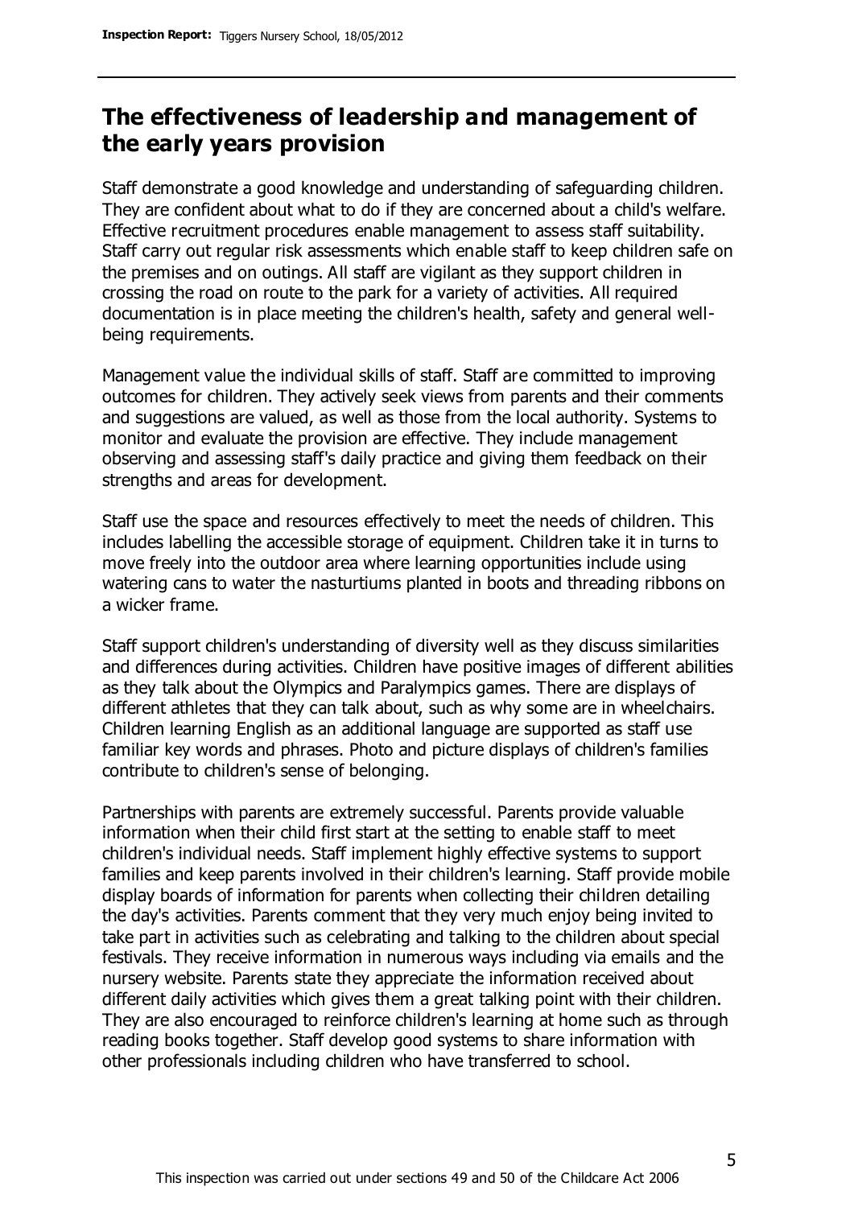## The effectiveness of leadership and management of the early years provision

Staff demonstrate a good knowledge and understanding of safeguarding children. They are confident about what to do if they are concerned about a child's welfare. Effective recruitment procedures enable management to assess staff suitability. Staff carry out regular risk assessments which enable staff to keep children safe on the premises and on outings. All staff are vigilant as they support children in crossing the road on route to the park for a variety of activities. All required documentation is in place meeting the children's health, safety and general well-being requirements.

Management value the individual skills of staff. Staff are committed to improving outcomes for children. They actively seek views from parents and their comments and suggestions are valued, as well as those from the local authority. Systems to monitor and evaluate the provision are effective. They include management observing and assessing staff's daily practice and giving them feedback on their strengths and areas for development.

Staff use the space and resources effectively to meet the needs of children. This includes labelling the accessible storage of equipment. Children take it in turns to move freely into the outdoor area where learning opportunities include using watering cans to water the nasturtiums planted in boots and threading ribbons on a wicker frame.

Staff support children's understanding of diversity well as they discuss similarities and differences during activities. Children have positive images of different abilities as they talk about the Olympics and Paralympics games. There are displays of different athletes that they can talk about, such as why some are in wheelchairs. Children learning English as an additional language are supported as staff use familiar key words and phrases. Photo and picture displays of children's families contribute to children's sense of belonging.

Partnerships with parents are extremely successful. Parents provide valuable information when their child first start at the setting to enable staff to meet children's individual needs. Staff implement highly effective systems to support families and keep parents involved in their children's learning. Staff provide mobile display boards of information for parents when collecting their children detailing the day's activities. Parents comment that they very much enjoy being invited to take part in activities such as celebrating and talking to the children about special festivals. They receive information in numerous ways including via emails and the nursery website. Parents state they appreciate the information received about different daily activities which gives them a great talking point with their children. They are also encouraged to reinforce children's learning at home such as through reading books together. Staff develop good systems to share information with other professionals including children who have transferred to school.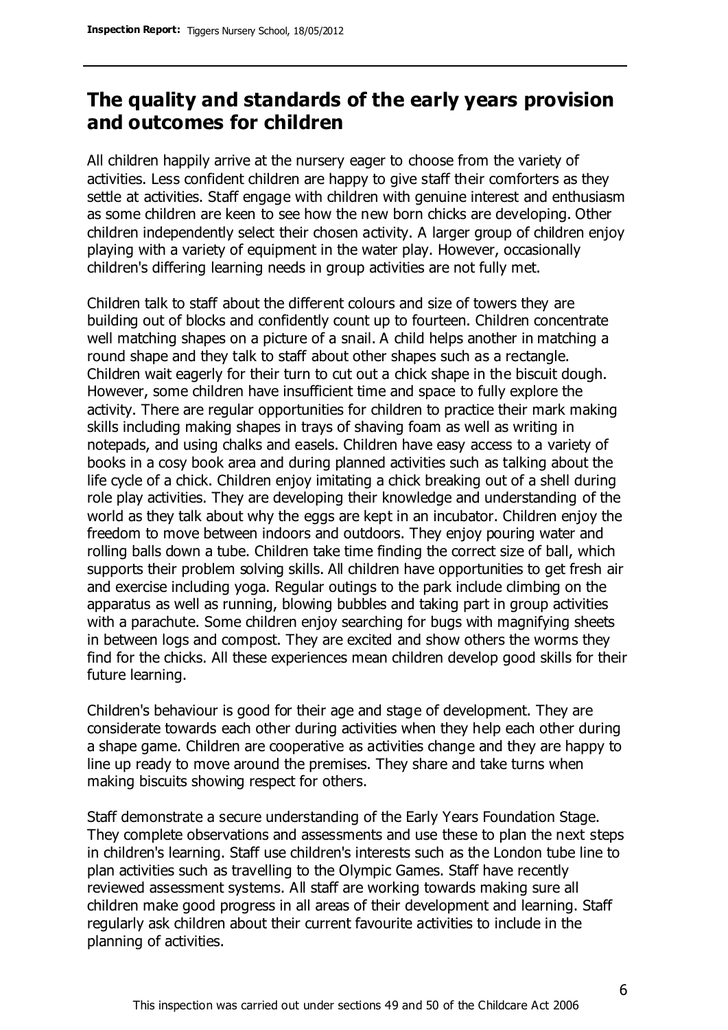## The quality and standards of the early years provision and outcomes for children

All children happily arrive at the nursery eager to choose from the variety of activities. Less confident children are happy to give staff their comforters as they settle at activities. Staff engage with children with genuine interest and enthusiasm as some children are keen to see how the new born chicks are developing. Other children independently select their chosen activity. A larger group of children enjoy playing with a variety of equipment in the water play. However, occasionally children's differing learning needs in group activities are not fully met.

Children talk to staff about the different colours and size of towers they are building out of blocks and confidently count up to fourteen. Children concentrate well matching shapes on a picture of a snail. A child helps another in matching a round shape and they talk to staff about other shapes such as a rectangle. Children wait eagerly for their turn to cut out a chick shape in the biscuit dough. However, some children have insufficient time and space to fully explore the activity. There are regular opportunities for children to practice their mark making skills including making shapes in trays of shaving foam as well as writing in notepads, and using chalks and easels. Children have easy access to a variety of books in a cosy book area and during planned activities such as talking about the life cycle of a chick. Children enjoy imitating a chick breaking out of a shell during role play activities. They are developing their knowledge and understanding of the world as they talk about why the eggs are kept in an incubator. Children enjoy the freedom to move between indoors and outdoors. They enjoy pouring water and rolling balls down a tube. Children take time finding the correct size of ball, which supports their problem solving skills. All children have opportunities to get fresh air and exercise including yoga. Regular outings to the park include climbing on the apparatus as well as running, blowing bubbles and taking part in group activities with a parachute. Some children enjoy searching for bugs with magnifying sheets in between logs and compost. They are excited and show others the worms they find for the chicks. All these experiences mean children develop good skills for their future learning.

Children's behaviour is good for their age and stage of development. They are considerate towards each other during activities when they help each other during a shape game. Children are cooperative as activities change and they are happy to line up ready to move around the premises. They share and take turns when making biscuits showing respect for others.

Staff demonstrate a secure understanding of the Early Years Foundation Stage. They complete observations and assessments and use these to plan the next steps in children's learning. Staff use children's interests such as the London tube line to plan activities such as travelling to the Olympic Games. Staff have recently reviewed assessment systems. All staff are working towards making sure all children make good progress in all areas of their development and learning. Staff regularly ask children about their current favourite activities to include in the planning of activities.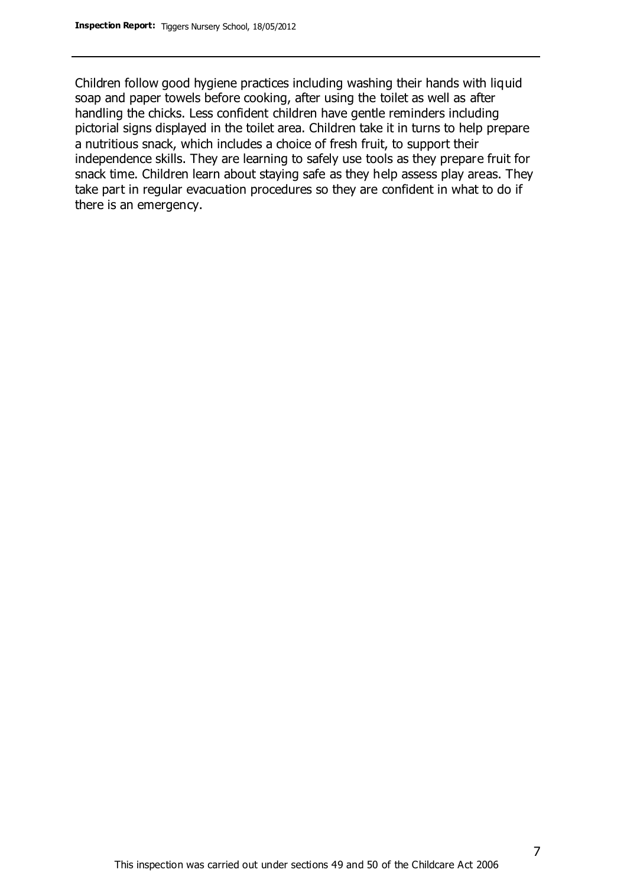Children follow good hygiene practices including washing their hands with liquid soap and paper towels before cooking, after using the toilet as well as after handling the chicks. Less confident children have gentle reminders including pictorial signs displayed in the toilet area. Children take it in turns to help prepare a nutritious snack, which includes a choice of fresh fruit, to support their independence skills. They are learning to safely use tools as they prepare fruit for snack time. Children learn about staying safe as they help assess play areas. They take part in regular evacuation procedures so they are confident in what to do if there is an emergency.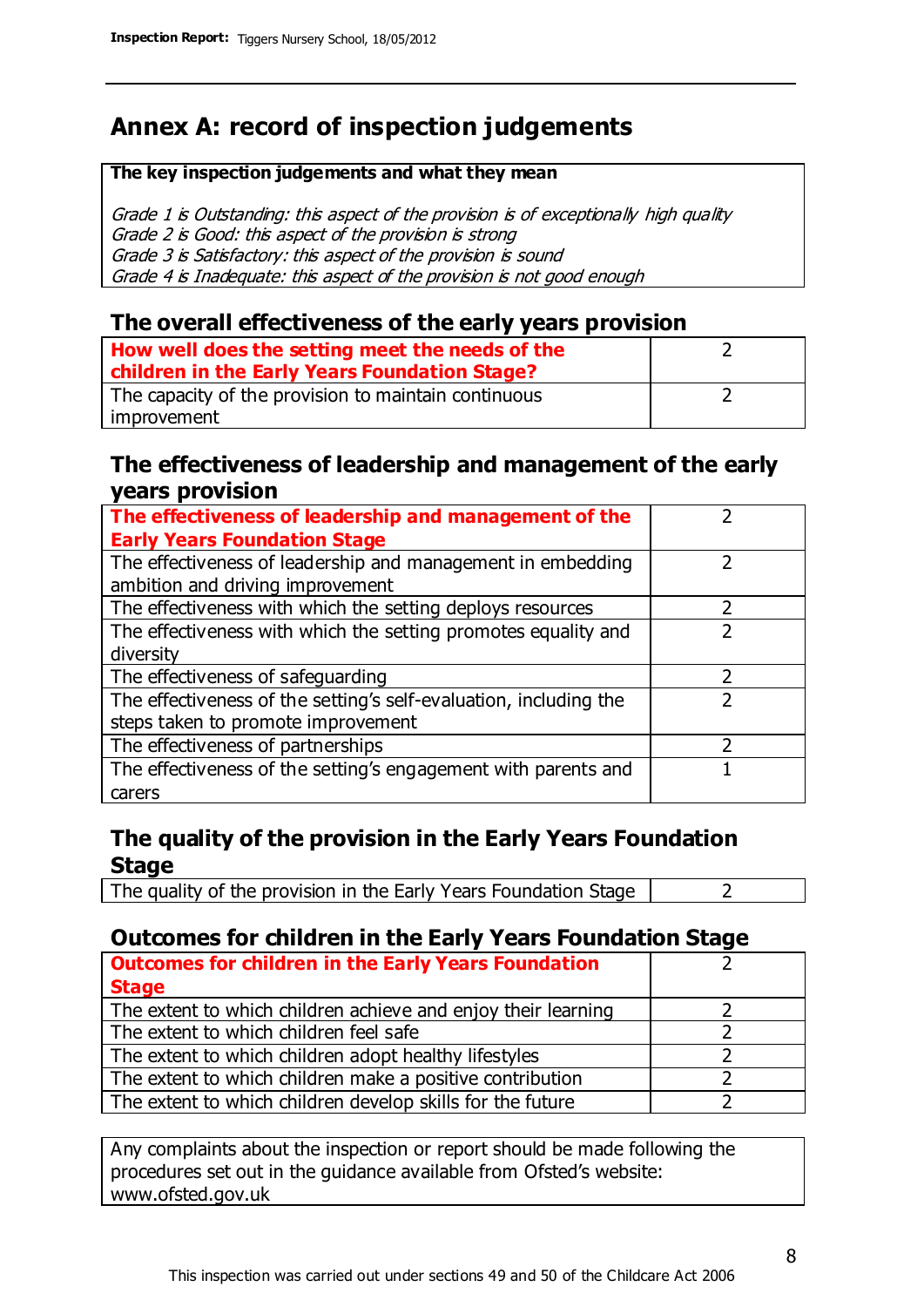# Annex A: record of inspection judgements

**The key inspection judgements and what they mean**

*Grade 1 is Outstanding: this aspect of the provision is of exceptionally high quality*
*Grade 2 is Good: this aspect of the provision is strong*
*Grade 3 is Satisfactory: this aspect of the provision is sound*
*Grade 4 is Inadequate: this aspect of the provision is not good enough*

## The overall effectiveness of the early years provision

| | |
|---|---|
| **How well does the setting meet the needs of the children in the Early Years Foundation Stage?** | 2 |
| The capacity of the provision to maintain continuous improvement | 2 |

## The effectiveness of leadership and management of the early years provision

| | |
|---|---|
| **The effectiveness of leadership and management of the Early Years Foundation Stage** | 2 |
| The effectiveness of leadership and management in embedding ambition and driving improvement | 2 |
| The effectiveness with which the setting deploys resources | 2 |
| The effectiveness with which the setting promotes equality and diversity | 2 |
| The effectiveness of safeguarding | 2 |
| The effectiveness of the setting's self-evaluation, including the steps taken to promote improvement | 2 |
| The effectiveness of partnerships | 2 |
| The effectiveness of the setting's engagement with parents and carers | 1 |

## The quality of the provision in the Early Years Foundation Stage

| | |
|---|---|
| The quality of the provision in the Early Years Foundation Stage | 2 |

## Outcomes for children in the Early Years Foundation Stage

| | |
|---|---|
| **Outcomes for children in the Early Years Foundation Stage** | 2 |
| The extent to which children achieve and enjoy their learning | 2 |
| The extent to which children feel safe | 2 |
| The extent to which children adopt healthy lifestyles | 2 |
| The extent to which children make a positive contribution | 2 |
| The extent to which children develop skills for the future | 2 |

Any complaints about the inspection or report should be made following the procedures set out in the guidance available from Ofsted's website: www.ofsted.gov.uk

This inspection was carried out under sections 49 and 50 of the Childcare Act 2006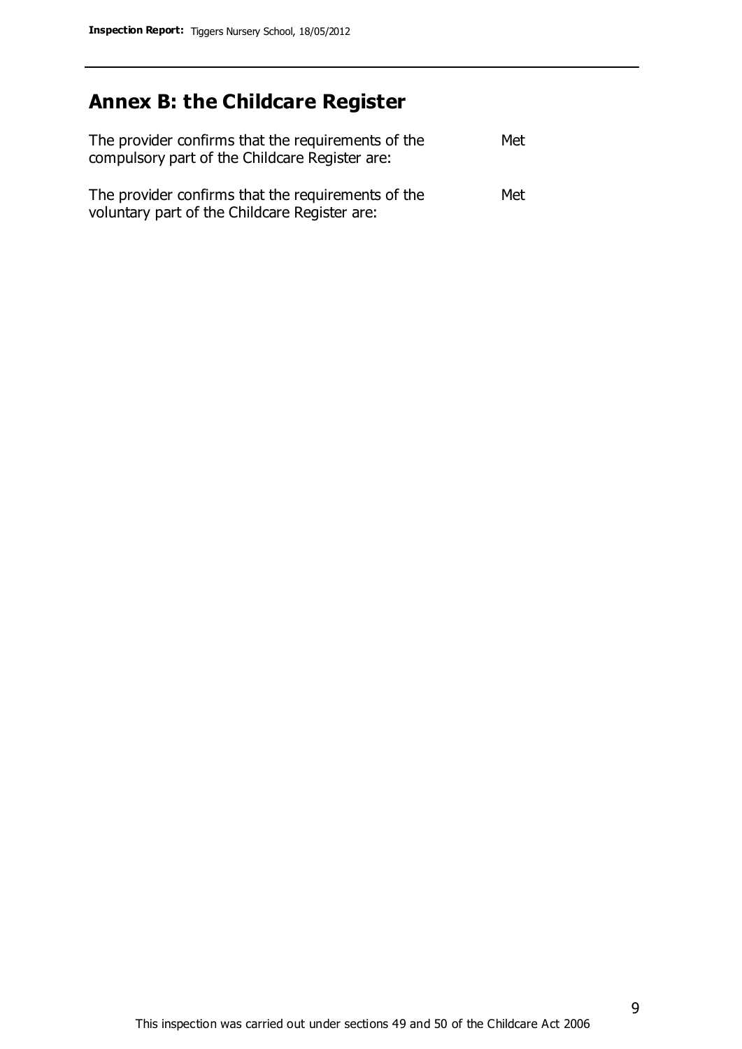## Annex B: the Childcare Register

| | |
|---|---|
| The provider confirms that the requirements of the compulsory part of the Childcare Register are: | Met |
| The provider confirms that the requirements of the voluntary part of the Childcare Register are: | Met |

This inspection was carried out under sections 49 and 50 of the Childcare Act 2006